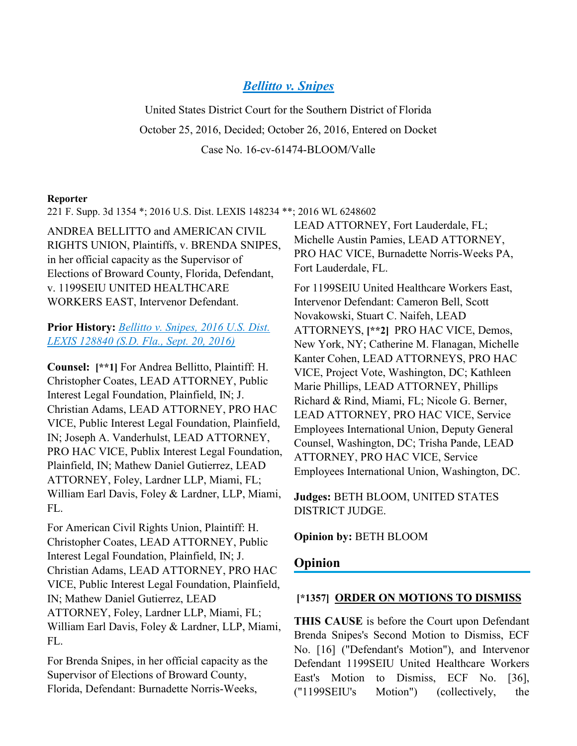# *Bellitto v. Snipes*

United States District Court for the Southern District of Florida

October 25, 2016, Decided; October 26, 2016, Entered on Docket

Case No. 16-cv-61474-BLOOM/Valle

**Reporter**

221 F. Supp. 3d 1354 *; 2016 U.S. Dist. LEXIS 148234 **; 2016 WL 6248602

ANDREA BELLITTO and AMERICAN CIVIL RIGHTS UNION, Plaintiffs, v. BRENDA SNIPES, in her official capacity as the Supervisor of Elections of Broward County, Florida, Defendant, v. 1199SEIU UNITED HEALTHCARE WORKERS EAST, Intervenor Defendant.

**Prior History:** *Bellitto v. Snipes, 2016 U.S. Dist. LEXIS 128840 (S.D. Fla., Sept. 20, 2016)*

**Counsel:** [**1] For Andrea Bellitto, Plaintiff: H. Christopher Coates, LEAD ATTORNEY, Public Interest Legal Foundation, Plainfield, IN; J. Christian Adams, LEAD ATTORNEY, PRO HAC VICE, Public Interest Legal Foundation, Plainfield, IN; Joseph A. Vanderhulst, LEAD ATTORNEY, PRO HAC VICE, Publix Interest Legal Foundation, Plainfield, IN; Mathew Daniel Gutierrez, LEAD ATTORNEY, Foley, Lardner LLP, Miami, FL; William Earl Davis, Foley & Lardner, LLP, Miami, FL.

For American Civil Rights Union, Plaintiff: H. Christopher Coates, LEAD ATTORNEY, Public Interest Legal Foundation, Plainfield, IN; J. Christian Adams, LEAD ATTORNEY, PRO HAC VICE, Public Interest Legal Foundation, Plainfield, IN; Mathew Daniel Gutierrez, LEAD ATTORNEY, Foley, Lardner LLP, Miami, FL; William Earl Davis, Foley & Lardner, LLP, Miami, FL.

For Brenda Snipes, in her official capacity as the Supervisor of Elections of Broward County, Florida, Defendant: Burnadette Norris-Weeks, LEAD ATTORNEY, Fort Lauderdale, FL; Michelle Austin Pamies, LEAD ATTORNEY, PRO HAC VICE, Burnadette Norris-Weeks PA, Fort Lauderdale, FL.

For 1199SEIU United Healthcare Workers East, Intervenor Defendant: Cameron Bell, Scott Novakowski, Stuart C. Naifeh, LEAD ATTORNEYS, [**2] PRO HAC VICE, Demos, New York, NY; Catherine M. Flanagan, Michelle Kanter Cohen, LEAD ATTORNEYS, PRO HAC VICE, Project Vote, Washington, DC; Kathleen Marie Phillips, LEAD ATTORNEY, Phillips Richard & Rind, Miami, FL; Nicole G. Berner, LEAD ATTORNEY, PRO HAC VICE, Service Employees International Union, Deputy General Counsel, Washington, DC; Trisha Pande, LEAD ATTORNEY, PRO HAC VICE, Service Employees International Union, Washington, DC.

**Judges:** BETH BLOOM, UNITED STATES DISTRICT JUDGE.

**Opinion by:** BETH BLOOM

## Opinion

### [*1357] ORDER ON MOTIONS TO DISMISS

**THIS CAUSE** is before the Court upon Defendant Brenda Snipes's Second Motion to Dismiss, ECF No. [16] ("Defendant's Motion"), and Intervenor Defendant 1199SEIU United Healthcare Workers East's Motion to Dismiss, ECF No. [36], ("1199SEIU's Motion") (collectively, the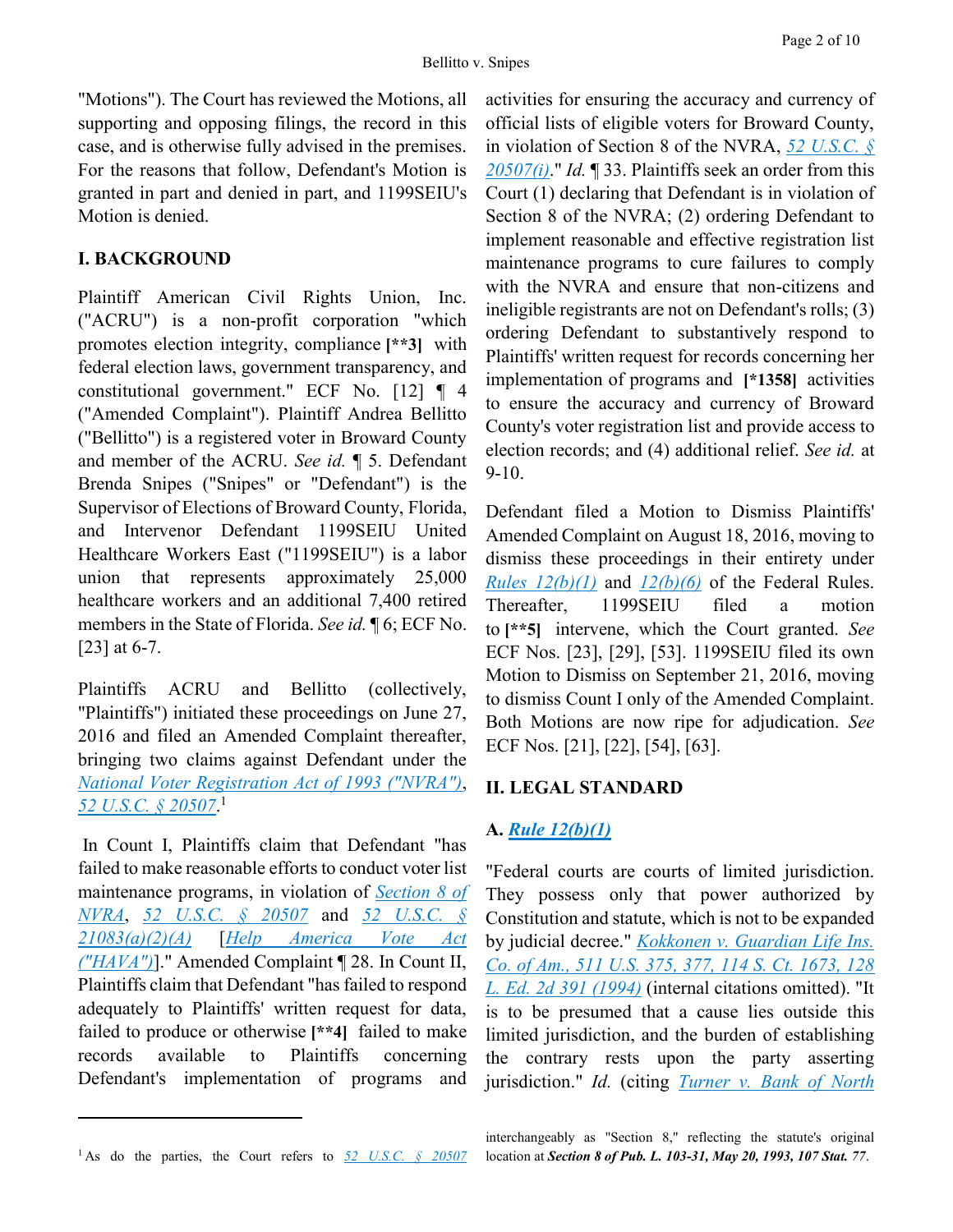"Motions"). The Court has reviewed the Motions, all supporting and opposing filings, the record in this case, and is otherwise fully advised in the premises. For the reasons that follow, Defendant's Motion is granted in part and denied in part, and 1199SEIU's Motion is denied.

## I. BACKGROUND

Plaintiff American Civil Rights Union, Inc. ("ACRU") is a non-profit corporation "which promotes election integrity, compliance **[\*\*3]** with federal election laws, government transparency, and constitutional government." ECF No. [12] ¶ 4 ("Amended Complaint"). Plaintiff Andrea Bellitto ("Bellitto") is a registered voter in Broward County and member of the ACRU. *See id.* ¶ 5. Defendant Brenda Snipes ("Snipes" or "Defendant") is the Supervisor of Elections of Broward County, Florida, and Intervenor Defendant 1199SEIU United Healthcare Workers East ("1199SEIU") is a labor union that represents approximately 25,000 healthcare workers and an additional 7,400 retired members in the State of Florida. *See id.* ¶ 6; ECF No. [23] at 6-7.

Plaintiffs ACRU and Bellitto (collectively, "Plaintiffs") initiated these proceedings on June 27, 2016 and filed an Amended Complaint thereafter, bringing two claims against Defendant under the National Voter Registration Act of 1993 ("NVRA"), 52 U.S.C. § 20507.[1]

In Count I, Plaintiffs claim that Defendant "has failed to make reasonable efforts to conduct voter list maintenance programs, in violation of Section 8 of NVRA, 52 U.S.C. § 20507 and 52 U.S.C. § 21083(a)(2)(A) [Help America Vote Act ("HAVA")]." Amended Complaint ¶ 28. In Count II, Plaintiffs claim that Defendant "has failed to respond adequately to Plaintiffs' written request for data, failed to produce or otherwise **[\*\*4]** failed to make records available to Plaintiffs concerning Defendant's implementation of programs and activities for ensuring the accuracy and currency of official lists of eligible voters for Broward County, in violation of Section 8 of the NVRA, 52 U.S.C. § 20507(i)." *Id.* ¶ 33. Plaintiffs seek an order from this Court (1) declaring that Defendant is in violation of Section 8 of the NVRA; (2) ordering Defendant to implement reasonable and effective registration list maintenance programs to cure failures to comply with the NVRA and ensure that non-citizens and ineligible registrants are not on Defendant's rolls; (3) ordering Defendant to substantively respond to Plaintiffs' written request for records concerning her implementation of programs and **[\*1358]** activities to ensure the accuracy and currency of Broward County's voter registration list and provide access to election records; and (4) additional relief. *See id.* at 9-10.

Defendant filed a Motion to Dismiss Plaintiffs' Amended Complaint on August 18, 2016, moving to dismiss these proceedings in their entirety under Rules 12(b)(1) and 12(b)(6) of the Federal Rules. Thereafter, 1199SEIU filed a motion to **[\*\*5]** intervene, which the Court granted. *See* ECF Nos. [23], [29], [53]. 1199SEIU filed its own Motion to Dismiss on September 21, 2016, moving to dismiss Count I only of the Amended Complaint. Both Motions are now ripe for adjudication. *See* ECF Nos. [21], [22], [54], [63].

## II. LEGAL STANDARD

### A. Rule 12(b)(1)

"Federal courts are courts of limited jurisdiction. They possess only that power authorized by Constitution and statute, which is not to be expanded by judicial decree." Kokkonen v. Guardian Life Ins. Co. of Am., 511 U.S. 375, 377, 114 S. Ct. 1673, 128 L. Ed. 2d 391 (1994) (internal citations omitted). "It is to be presumed that a cause lies outside this limited jurisdiction, and the burden of establishing the contrary rests upon the party asserting jurisdiction." *Id.* (citing Turner v. Bank of North

---

[1] As do the parties, the Court refers to 52 U.S.C. § 20507 interchangeably as "Section 8," reflecting the statute's original location at ***Section 8 of Pub. L. 103-31, May 20, 1993, 107 Stat. 77***.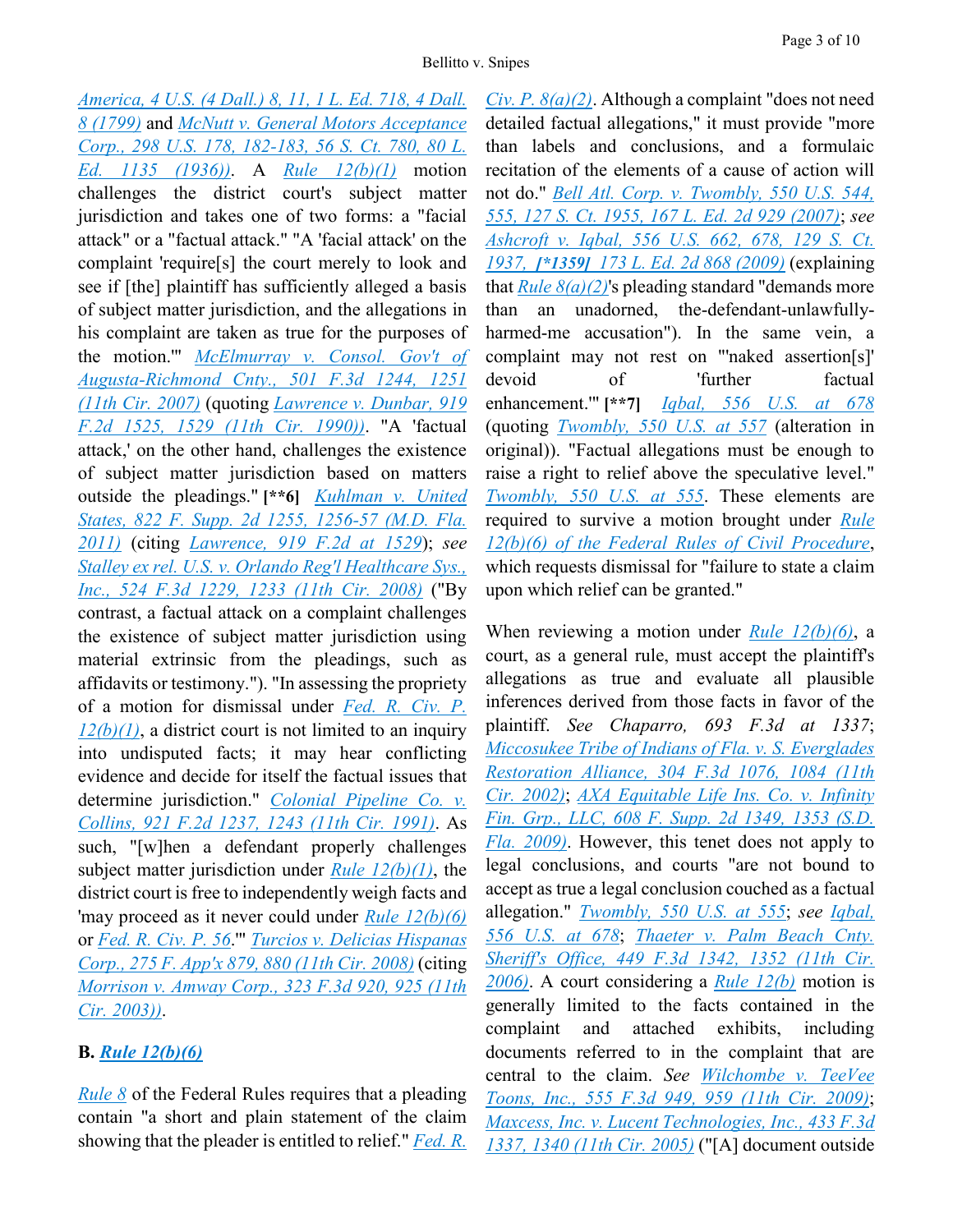America, 4 U.S. (4 Dall.) 8, 11, 1 L. Ed. 718, 4 Dall. 8 (1799) and McNutt v. General Motors Acceptance Corp., 298 U.S. 178, 182-183, 56 S. Ct. 780, 80 L. Ed. 1135 (1936)). A Rule 12(b)(1) motion challenges the district court's subject matter jurisdiction and takes one of two forms: a "facial attack" or a "factual attack." "A 'facial attack' on the complaint 'require[s] the court merely to look and see if [the] plaintiff has sufficiently alleged a basis of subject matter jurisdiction, and the allegations in his complaint are taken as true for the purposes of the motion.'" McElmurray v. Consol. Gov't of Augusta-Richmond Cnty., 501 F.3d 1244, 1251 (11th Cir. 2007) (quoting Lawrence v. Dunbar, 919 F.2d 1525, 1529 (11th Cir. 1990)). "A 'factual attack,' on the other hand, challenges the existence of subject matter jurisdiction based on matters outside the pleadings." **[\*\*6]** Kuhlman v. United States, 822 F. Supp. 2d 1255, 1256-57 (M.D. Fla. 2011) (citing Lawrence, 919 F.2d at 1529); *see* Stalley ex rel. U.S. v. Orlando Reg'l Healthcare Sys., Inc., 524 F.3d 1229, 1233 (11th Cir. 2008) ("By contrast, a factual attack on a complaint challenges the existence of subject matter jurisdiction using material extrinsic from the pleadings, such as affidavits or testimony."). "In assessing the propriety of a motion for dismissal under Fed. R. Civ. P. 12(b)(1), a district court is not limited to an inquiry into undisputed facts; it may hear conflicting evidence and decide for itself the factual issues that determine jurisdiction." Colonial Pipeline Co. v. Collins, 921 F.2d 1237, 1243 (11th Cir. 1991). As such, "[w]hen a defendant properly challenges subject matter jurisdiction under Rule 12(b)(1), the district court is free to independently weigh facts and 'may proceed as it never could under Rule 12(b)(6) or Fed. R. Civ. P. 56.'" Turcios v. Delicias Hispanas Corp., 275 F. App'x 879, 880 (11th Cir. 2008) (citing Morrison v. Amway Corp., 323 F.3d 920, 925 (11th Cir. 2003)).

**B. Rule 12(b)(6)**

Rule 8 of the Federal Rules requires that a pleading contain "a short and plain statement of the claim showing that the pleader is entitled to relief." Fed. R. Civ. P. 8(a)(2). Although a complaint "does not need detailed factual allegations," it must provide "more than labels and conclusions, and a formulaic recitation of the elements of a cause of action will not do." Bell Atl. Corp. v. Twombly, 550 U.S. 544, 555, 127 S. Ct. 1955, 167 L. Ed. 2d 929 (2007); *see* Ashcroft v. Iqbal, 556 U.S. 662, 678, 129 S. Ct. 1937, **[\*1359]** 173 L. Ed. 2d 868 (2009) (explaining that Rule 8(a)(2)'s pleading standard "demands more than an unadorned, the-defendant-unlawfully-harmed-me accusation"). In the same vein, a complaint may not rest on "'naked assertion[s]' devoid of 'further factual enhancement.'" **[\*\*7]** Iqbal, 556 U.S. at 678 (quoting Twombly, 550 U.S. at 557 (alteration in original)). "Factual allegations must be enough to raise a right to relief above the speculative level." Twombly, 550 U.S. at 555. These elements are required to survive a motion brought under Rule 12(b)(6) of the Federal Rules of Civil Procedure, which requests dismissal for "failure to state a claim upon which relief can be granted."

When reviewing a motion under Rule 12(b)(6), a court, as a general rule, must accept the plaintiff's allegations as true and evaluate all plausible inferences derived from those facts in favor of the plaintiff. *See Chaparro, 693 F.3d at 1337*; Miccosukee Tribe of Indians of Fla. v. S. Everglades Restoration Alliance, 304 F.3d 1076, 1084 (11th Cir. 2002); AXA Equitable Life Ins. Co. v. Infinity Fin. Grp., LLC, 608 F. Supp. 2d 1349, 1353 (S.D. Fla. 2009). However, this tenet does not apply to legal conclusions, and courts "are not bound to accept as true a legal conclusion couched as a factual allegation." Twombly, 550 U.S. at 555; *see* Iqbal, 556 U.S. at 678; Thaeter v. Palm Beach Cnty. Sheriff's Office, 449 F.3d 1342, 1352 (11th Cir. 2006). A court considering a Rule 12(b) motion is generally limited to the facts contained in the complaint and attached exhibits, including documents referred to in the complaint that are central to the claim. *See* Wilchombe v. TeeVee Toons, Inc., 555 F.3d 949, 959 (11th Cir. 2009); Maxcess, Inc. v. Lucent Technologies, Inc., 433 F.3d 1337, 1340 (11th Cir. 2005) ("[A] document outside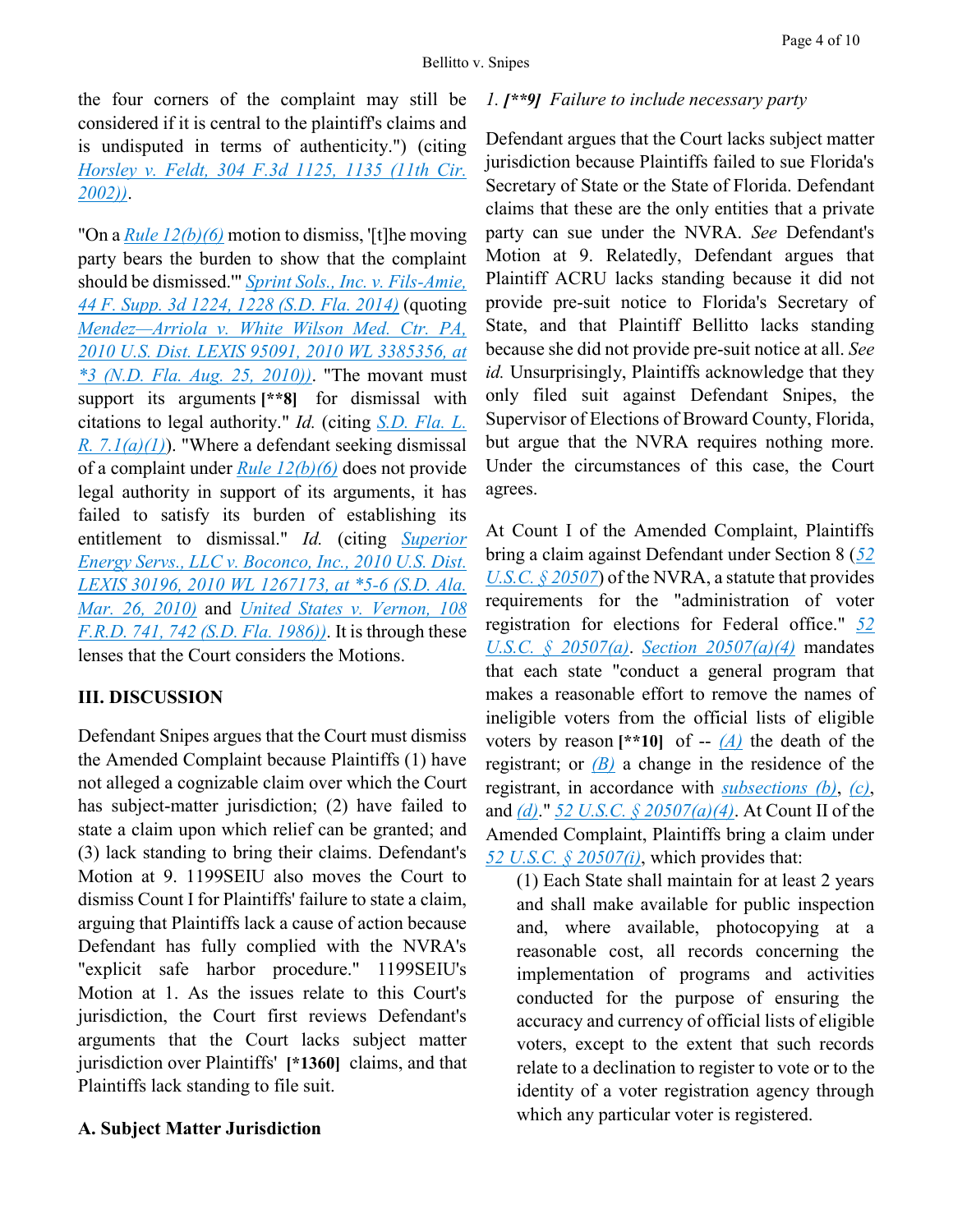the four corners of the complaint may still be considered if it is central to the plaintiff's claims and is undisputed in terms of authenticity.") (citing *Horsley v. Feldt, 304 F.3d 1125, 1135 (11th Cir. 2002))*.

"On a *Rule 12(b)(6)* motion to dismiss, '[t]he moving party bears the burden to show that the complaint should be dismissed.'" *Sprint Sols., Inc. v. Fils-Amie, 44 F. Supp. 3d 1224, 1228 (S.D. Fla. 2014)* (quoting *Mendez—Arriola v. White Wilson Med. Ctr. PA, 2010 U.S. Dist. LEXIS 95091, 2010 WL 3385356, at *3 (N.D. Fla. Aug. 25, 2010))*. "The movant must support its arguments **[**8]** for dismissal with citations to legal authority." *Id.* (citing *S.D. Fla. L. R. 7.1(a)(1)*). "Where a defendant seeking dismissal of a complaint under *Rule 12(b)(6)* does not provide legal authority in support of its arguments, it has failed to satisfy its burden of establishing its entitlement to dismissal." *Id.* (citing *Superior Energy Servs., LLC v. Boconco, Inc., 2010 U.S. Dist. LEXIS 30196, 2010 WL 1267173, at *5-6 (S.D. Ala. Mar. 26, 2010)* and *United States v. Vernon, 108 F.R.D. 741, 742 (S.D. Fla. 1986))*. It is through these lenses that the Court considers the Motions.

## III. DISCUSSION

Defendant Snipes argues that the Court must dismiss the Amended Complaint because Plaintiffs (1) have not alleged a cognizable claim over which the Court has subject-matter jurisdiction; (2) have failed to state a claim upon which relief can be granted; and (3) lack standing to bring their claims. Defendant's Motion at 9. 1199SEIU also moves the Court to dismiss Count I for Plaintiffs' failure to state a claim, arguing that Plaintiffs lack a cause of action because Defendant has fully complied with the NVRA's "explicit safe harbor procedure." 1199SEIU's Motion at 1. As the issues relate to this Court's jurisdiction, the Court first reviews Defendant's arguments that the Court lacks subject matter jurisdiction over Plaintiffs' **[*1360]** claims, and that Plaintiffs lack standing to file suit.

### A. Subject Matter Jurisdiction

#### 1. *[**9] Failure to include necessary party*

Defendant argues that the Court lacks subject matter jurisdiction because Plaintiffs failed to sue Florida's Secretary of State or the State of Florida. Defendant claims that these are the only entities that a private party can sue under the NVRA. *See* Defendant's Motion at 9. Relatedly, Defendant argues that Plaintiff ACRU lacks standing because it did not provide pre-suit notice to Florida's Secretary of State, and that Plaintiff Bellitto lacks standing because she did not provide pre-suit notice at all. *See id.* Unsurprisingly, Plaintiffs acknowledge that they only filed suit against Defendant Snipes, the Supervisor of Elections of Broward County, Florida, but argue that the NVRA requires nothing more. Under the circumstances of this case, the Court agrees.

At Count I of the Amended Complaint, Plaintiffs bring a claim against Defendant under Section 8 (*52 U.S.C. § 20507*) of the NVRA, a statute that provides requirements for the "administration of voter registration for elections for Federal office." *52 U.S.C. § 20507(a)*. *Section 20507(a)(4)* mandates that each state "conduct a general program that makes a reasonable effort to remove the names of ineligible voters from the official lists of eligible voters by reason **[**10]** of -- *(A)* the death of the registrant; or *(B)* a change in the residence of the registrant, in accordance with *subsections (b)*, *(c)*, and *(d)*." *52 U.S.C. § 20507(a)(4)*. At Count II of the Amended Complaint, Plaintiffs bring a claim under *52 U.S.C. § 20507(i)*, which provides that:

> (1) Each State shall maintain for at least 2 years and shall make available for public inspection and, where available, photocopying at a reasonable cost, all records concerning the implementation of programs and activities conducted for the purpose of ensuring the accuracy and currency of official lists of eligible voters, except to the extent that such records relate to a declination to register to vote or to the identity of a voter registration agency through which any particular voter is registered.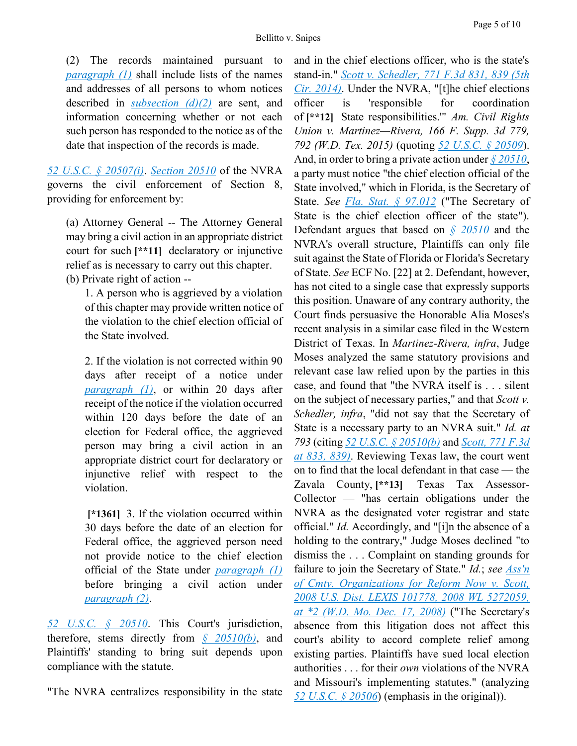(2) The records maintained pursuant to *paragraph (1)* shall include lists of the names and addresses of all persons to whom notices described in *subsection (d)(2)* are sent, and information concerning whether or not each such person has responded to the notice as of the date that inspection of the records is made.

*52 U.S.C. § 20507(i)*. *Section 20510* of the NVRA governs the civil enforcement of Section 8, providing for enforcement by:

> (a) Attorney General -- The Attorney General may bring a civil action in an appropriate district court for such **[**11]** declaratory or injunctive relief as is necessary to carry out this chapter.
>
> (b) Private right of action --
>
> 1. A person who is aggrieved by a violation of this chapter may provide written notice of the violation to the chief election official of the State involved.
>
> 2. If the violation is not corrected within 90 days after receipt of a notice under *paragraph (1)*, or within 20 days after receipt of the notice if the violation occurred within 120 days before the date of an election for Federal office, the aggrieved person may bring a civil action in an appropriate district court for declaratory or injunctive relief with respect to the violation.
>
> **[*1361]** 3. If the violation occurred within 30 days before the date of an election for Federal office, the aggrieved person need not provide notice to the chief election official of the State under *paragraph (1)* before bringing a civil action under *paragraph (2)*.

*52 U.S.C. § 20510*. This Court's jurisdiction, therefore, stems directly from *§ 20510(b)*, and Plaintiffs' standing to bring suit depends upon compliance with the statute.

"The NVRA centralizes responsibility in the state and in the chief elections officer, who is the state's stand-in." *Scott v. Schedler, 771 F.3d 831, 839 (5th Cir. 2014)*. Under the NVRA, "[t]he chief elections officer is 'responsible for coordination of **[**12]** State responsibilities.'" *Am. Civil Rights Union v. Martinez—Rivera, 166 F. Supp. 3d 779, 792 (W.D. Tex. 2015)* (quoting *52 U.S.C. § 20509*). And, in order to bring a private action under *§ 20510*, a party must notice "the chief election official of the State involved," which in Florida, is the Secretary of State. *See Fla. Stat. § 97.012* ("The Secretary of State is the chief election officer of the state"). Defendant argues that based on *§ 20510* and the NVRA's overall structure, Plaintiffs can only file suit against the State of Florida or Florida's Secretary of State. *See* ECF No. [22] at 2. Defendant, however, has not cited to a single case that expressly supports this position. Unaware of any contrary authority, the Court finds persuasive the Honorable Alia Moses's recent analysis in a similar case filed in the Western District of Texas. In *Martinez-Rivera, infra*, Judge Moses analyzed the same statutory provisions and relevant case law relied upon by the parties in this case, and found that "the NVRA itself is . . . silent on the subject of necessary parties," and that *Scott v. Schedler, infra*, "did not say that the Secretary of State is a necessary party to an NVRA suit." *Id. at 793* (citing *52 U.S.C. § 20510(b)* and *Scott, 771 F.3d at 833, 839)*. Reviewing Texas law, the court went on to find that the local defendant in that case — the Zavala County, **[**13]** Texas Tax Assessor-Collector — "has certain obligations under the NVRA as the designated voter registrar and state official." *Id.* Accordingly, and "[i]n the absence of a holding to the contrary," Judge Moses declined "to dismiss the . . . Complaint on standing grounds for failure to join the Secretary of State." *Id.*; *see Ass'n of Cmty. Organizations for Reform Now v. Scott, 2008 U.S. Dist. LEXIS 101778, 2008 WL 5272059, at *2 (W.D. Mo. Dec. 17, 2008)* ("The Secretary's absence from this litigation does not affect this court's ability to accord complete relief among existing parties. Plaintiffs have sued local election authorities . . . for their *own* violations of the NVRA and Missouri's implementing statutes." (analyzing *52 U.S.C. § 20506*) (emphasis in the original)).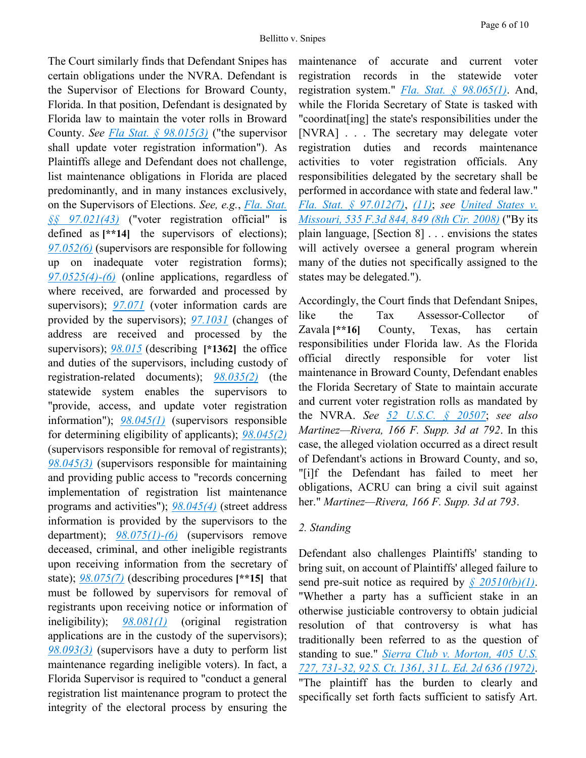The Court similarly finds that Defendant Snipes has certain obligations under the NVRA. Defendant is the Supervisor of Elections for Broward County, Florida. In that position, Defendant is designated by Florida law to maintain the voter rolls in Broward County. *See* Fla Stat. § 98.015(3) ("the supervisor shall update voter registration information"). As Plaintiffs allege and Defendant does not challenge, list maintenance obligations in Florida are placed predominantly, and in many instances exclusively, on the Supervisors of Elections. *See, e.g.*, Fla. Stat. §§ 97.021(43) ("voter registration official" is defined as **[**14]** the supervisors of elections); 97.052(6) (supervisors are responsible for following up on inadequate voter registration forms); 97.0525(4)-(6) (online applications, regardless of where received, are forwarded and processed by supervisors); 97.071 (voter information cards are provided by the supervisors); 97.1031 (changes of address are received and processed by the supervisors); 98.015 (describing **[*1362]** the office and duties of the supervisors, including custody of registration-related documents); 98.035(2) (the statewide system enables the supervisors to "provide, access, and update voter registration information"); 98.045(1) (supervisors responsible for determining eligibility of applicants); 98.045(2) (supervisors responsible for removal of registrants); 98.045(3) (supervisors responsible for maintaining and providing public access to "records concerning implementation of registration list maintenance programs and activities"); 98.045(4) (street address information is provided by the supervisors to the department); 98.075(1)-(6) (supervisors remove deceased, criminal, and other ineligible registrants upon receiving information from the secretary of state); 98.075(7) (describing procedures **[**15]** that must be followed by supervisors for removal of registrants upon receiving notice or information of ineligibility); 98.081(1) (original registration applications are in the custody of the supervisors); 98.093(3) (supervisors have a duty to perform list maintenance regarding ineligible voters). In fact, a Florida Supervisor is required to "conduct a general registration list maintenance program to protect the integrity of the electoral process by ensuring the maintenance of accurate and current voter registration records in the statewide voter registration system." Fla. Stat. § 98.065(1). And, while the Florida Secretary of State is tasked with "coordinat[ing] the state's responsibilities under the [NVRA] . . . The secretary may delegate voter registration duties and records maintenance activities to voter registration officials. Any responsibilities delegated by the secretary shall be performed in accordance with state and federal law." Fla. Stat. § 97.012(7), (11); *see* United States v. Missouri, 535 F.3d 844, 849 (8th Cir. 2008) ("By its plain language, [Section 8] . . . envisions the states will actively oversee a general program wherein many of the duties not specifically assigned to the states may be delegated.").

Accordingly, the Court finds that Defendant Snipes, like the Tax Assessor-Collector of Zavala **[**16]** County, Texas, has certain responsibilities under Florida law. As the Florida official directly responsible for voter list maintenance in Broward County, Defendant enables the Florida Secretary of State to maintain accurate and current voter registration rolls as mandated by the NVRA. *See* 52 U.S.C. § 20507; *see also Martinez—Rivera, 166 F. Supp. 3d at 792*. In this case, the alleged violation occurred as a direct result of Defendant's actions in Broward County, and so, "[i]f the Defendant has failed to meet her obligations, ACRU can bring a civil suit against her." *Martinez—Rivera, 166 F. Supp. 3d at 793*.

*2. Standing*

Defendant also challenges Plaintiffs' standing to bring suit, on account of Plaintiffs' alleged failure to send pre-suit notice as required by § 20510(b)(1). "Whether a party has a sufficient stake in an otherwise justiciable controversy to obtain judicial resolution of that controversy is what has traditionally been referred to as the question of standing to sue." Sierra Club v. Morton, 405 U.S. 727, 731-32, 92 S. Ct. 1361, 31 L. Ed. 2d 636 (1972). "The plaintiff has the burden to clearly and specifically set forth facts sufficient to satisfy Art.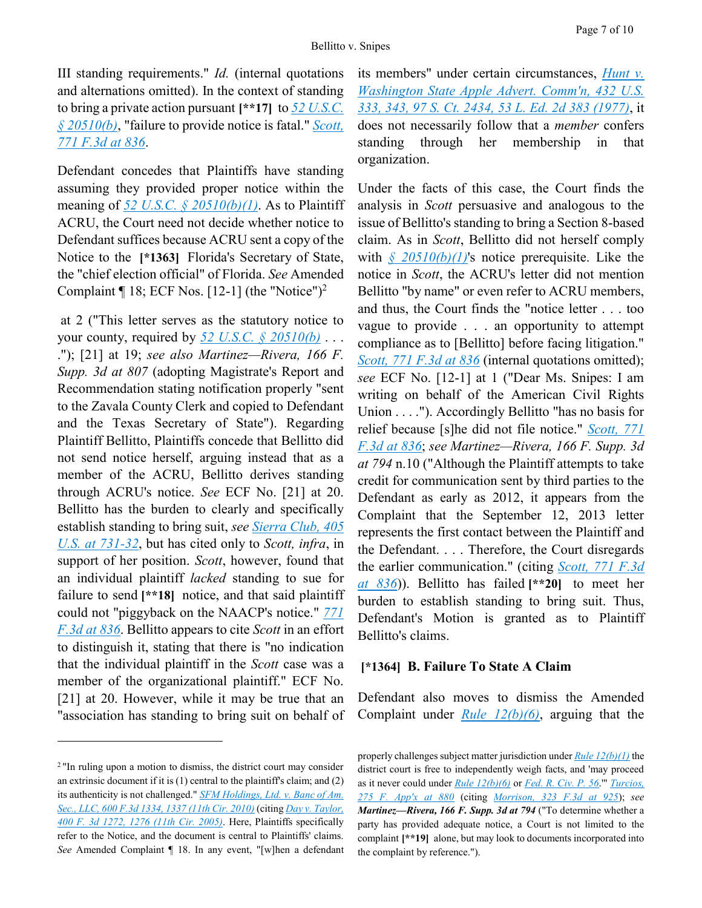III standing requirements." *Id.* (internal quotations and alternations omitted). In the context of standing to bring a private action pursuant **[**17]** to *52 U.S.C. § 20510(b)*, "failure to provide notice is fatal." *Scott, 771 F.3d at 836*.

Defendant concedes that Plaintiffs have standing assuming they provided proper notice within the meaning of *52 U.S.C. § 20510(b)(1)*. As to Plaintiff ACRU, the Court need not decide whether notice to Defendant suffices because ACRU sent a copy of the Notice to the **[*1363]** Florida's Secretary of State, the "chief election official" of Florida. *See* Amended Complaint ¶ 18; ECF Nos. [12-1] (the "Notice")[2] at 2 ("This letter serves as the statutory notice to your county, required by *52 U.S.C. § 20510(b)* . . . ."); [21] at 19; *see also Martinez—Rivera, 166 F. Supp. 3d at 807* (adopting Magistrate's Report and Recommendation stating notification properly "sent to the Zavala County Clerk and copied to Defendant and the Texas Secretary of State"). Regarding Plaintiff Bellitto, Plaintiffs concede that Bellitto did not send notice herself, arguing instead that as a member of the ACRU, Bellitto derives standing through ACRU's notice. *See* ECF No. [21] at 20. Bellitto has the burden to clearly and specifically establish standing to bring suit, *see Sierra Club, 405 U.S. at 731-32*, but has cited only to *Scott*, *infra*, in support of her position. *Scott*, however, found that an individual plaintiff *lacked* standing to sue for failure to send **[**18]** notice, and that said plaintiff could not "piggyback on the NAACP's notice." *771 F.3d at 836*. Bellitto appears to cite *Scott* in an effort to distinguish it, stating that there is "no indication that the individual plaintiff in the *Scott* case was a member of the organizational plaintiff." ECF No. [21] at 20. However, while it may be true that an "association has standing to bring suit on behalf of its members" under certain circumstances, *Hunt v. Washington State Apple Advert. Comm'n, 432 U.S. 333, 343, 97 S. Ct. 2434, 53 L. Ed. 2d 383 (1977)*, it does not necessarily follow that a *member* confers standing through her membership in that organization.

Under the facts of this case, the Court finds the analysis in *Scott* persuasive and analogous to the issue of Bellitto's standing to bring a Section 8-based claim. As in *Scott*, Bellitto did not herself comply with *§ 20510(b)(1)*'s notice prerequisite. Like the notice in *Scott*, the ACRU's letter did not mention Bellitto "by name" or even refer to ACRU members, and thus, the Court finds the "notice letter . . . too vague to provide . . . an opportunity to attempt compliance as to [Bellitto] before facing litigation." *Scott, 771 F.3d at 836* (internal quotations omitted); *see* ECF No. [12-1] at 1 ("Dear Ms. Snipes: I am writing on behalf of the American Civil Rights Union . . . ."). Accordingly Bellitto "has no basis for relief because [s]he did not file notice." *Scott, 771 F.3d at 836*; *see Martinez—Rivera, 166 F. Supp. 3d at 794* n.10 ("Although the Plaintiff attempts to take credit for communication sent by third parties to the Defendant as early as 2012, it appears from the Complaint that the September 12, 2013 letter represents the first contact between the Plaintiff and the Defendant. . . . Therefore, the Court disregards the earlier communication." (citing *Scott, 771 F.3d at 836*)). Bellitto has failed **[**20]** to meet her burden to establish standing to bring suit. Thus, Defendant's Motion is granted as to Plaintiff Bellitto's claims.

## [*1364] B. Failure To State A Claim

Defendant also moves to dismiss the Amended Complaint under *Rule 12(b)(6)*, arguing that the

---

[2] "In ruling upon a motion to dismiss, the district court may consider an extrinsic document if it is (1) central to the plaintiff's claim; and (2) its authenticity is not challenged." *SFM Holdings, Ltd. v. Banc of Am. Sec., LLC, 600 F.3d 1334, 1337 (11th Cir. 2010)* (citing *Day v. Taylor, 400 F. 3d 1272, 1276 (11th Cir. 2005)*. Here, Plaintiffs specifically refer to the Notice, and the document is central to Plaintiffs' claims. *See* Amended Complaint ¶ 18. In any event, "[w]hen a defendant properly challenges subject matter jurisdiction under *Rule 12(b)(1)* the district court is free to independently weigh facts, and 'may proceed as it never could under *Rule 12(b)(6)* or *Fed. R. Civ. P. 56*.'" *Turcios, 275 F. App'x at 880* (citing *Morrison, 323 F.3d at 925*); *see* ***Martinez—Rivera, 166 F. Supp. 3d at 794*** ("To determine whether a party has provided adequate notice, a Court is not limited to the complaint **[**19]** alone, but may look to documents incorporated into the complaint by reference.").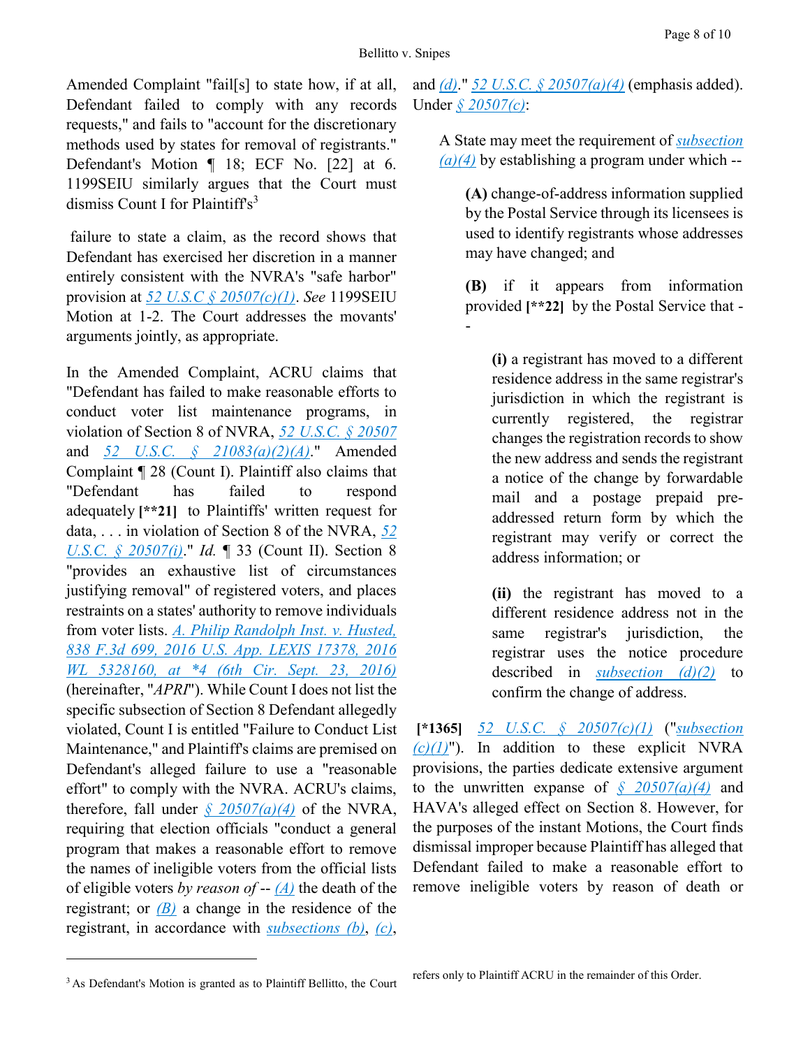Amended Complaint "fail[s] to state how, if at all, Defendant failed to comply with any records requests," and fails to "account for the discretionary methods used by states for removal of registrants." Defendant's Motion ¶ 18; ECF No. [22] at 6. 1199SEIU similarly argues that the Court must dismiss Count I for Plaintiff's[3] failure to state a claim, as the record shows that Defendant has exercised her discretion in a manner entirely consistent with the NVRA's "safe harbor" provision at 52 U.S.C § 20507(c)(1). *See* 1199SEIU Motion at 1-2. The Court addresses the movants' arguments jointly, as appropriate.

In the Amended Complaint, ACRU claims that "Defendant has failed to make reasonable efforts to conduct voter list maintenance programs, in violation of Section 8 of NVRA, 52 U.S.C. § 20507 and 52 U.S.C. § 21083(a)(2)(A)." Amended Complaint ¶ 28 (Count I). Plaintiff also claims that "Defendant has failed to respond adequately **[**21]** to Plaintiffs' written request for data, . . . in violation of Section 8 of the NVRA, 52 U.S.C. § 20507(i)." *Id.* ¶ 33 (Count II). Section 8 "provides an exhaustive list of circumstances justifying removal" of registered voters, and places restraints on a states' authority to remove individuals from voter lists. A. Philip Randolph Inst. v. Husted, 838 F.3d 699, 2016 U.S. App. LEXIS 17378, 2016 WL 5328160, at *4 (6th Cir. Sept. 23, 2016) (hereinafter, "*APRI*"). While Count I does not list the specific subsection of Section 8 Defendant allegedly violated, Count I is entitled "Failure to Conduct List Maintenance," and Plaintiff's claims are premised on Defendant's alleged failure to use a "reasonable effort" to comply with the NVRA. ACRU's claims, therefore, fall under § 20507(a)(4) of the NVRA, requiring that election officials "conduct a general program that makes a reasonable effort to remove the names of ineligible voters from the official lists of eligible voters *by reason of* -- (A) the death of the registrant; or (B) a change in the residence of the registrant, in accordance with subsections (b), (c), and (d)." 52 U.S.C. § 20507(a)(4) (emphasis added). Under § 20507(c):

> A State may meet the requirement of subsection (a)(4) by establishing a program under which --
>
> > **(A)** change-of-address information supplied by the Postal Service through its licensees is used to identify registrants whose addresses may have changed; and
> >
> > **(B)** if it appears from information provided **[**22]** by the Postal Service that --
> >
> > > **(i)** a registrant has moved to a different residence address in the same registrar's jurisdiction in which the registrant is currently registered, the registrar changes the registration records to show the new address and sends the registrant a notice of the change by forwardable mail and a postage prepaid pre-addressed return form by which the registrant may verify or correct the address information; or
> > >
> > > **(ii)** the registrant has moved to a different residence address not in the same registrar's jurisdiction, the registrar uses the notice procedure described in subsection (d)(2) to confirm the change of address.

**[*1365]** 52 U.S.C. § 20507(c)(1) ("subsection (c)(1)"). In addition to these explicit NVRA provisions, the parties dedicate extensive argument to the unwritten expanse of § 20507(a)(4) and HAVA's alleged effect on Section 8. However, for the purposes of the instant Motions, the Court finds dismissal improper because Plaintiff has alleged that Defendant failed to make a reasonable effort to remove ineligible voters by reason of death or

---

[3] As Defendant's Motion is granted as to Plaintiff Bellitto, the Court refers only to Plaintiff ACRU in the remainder of this Order.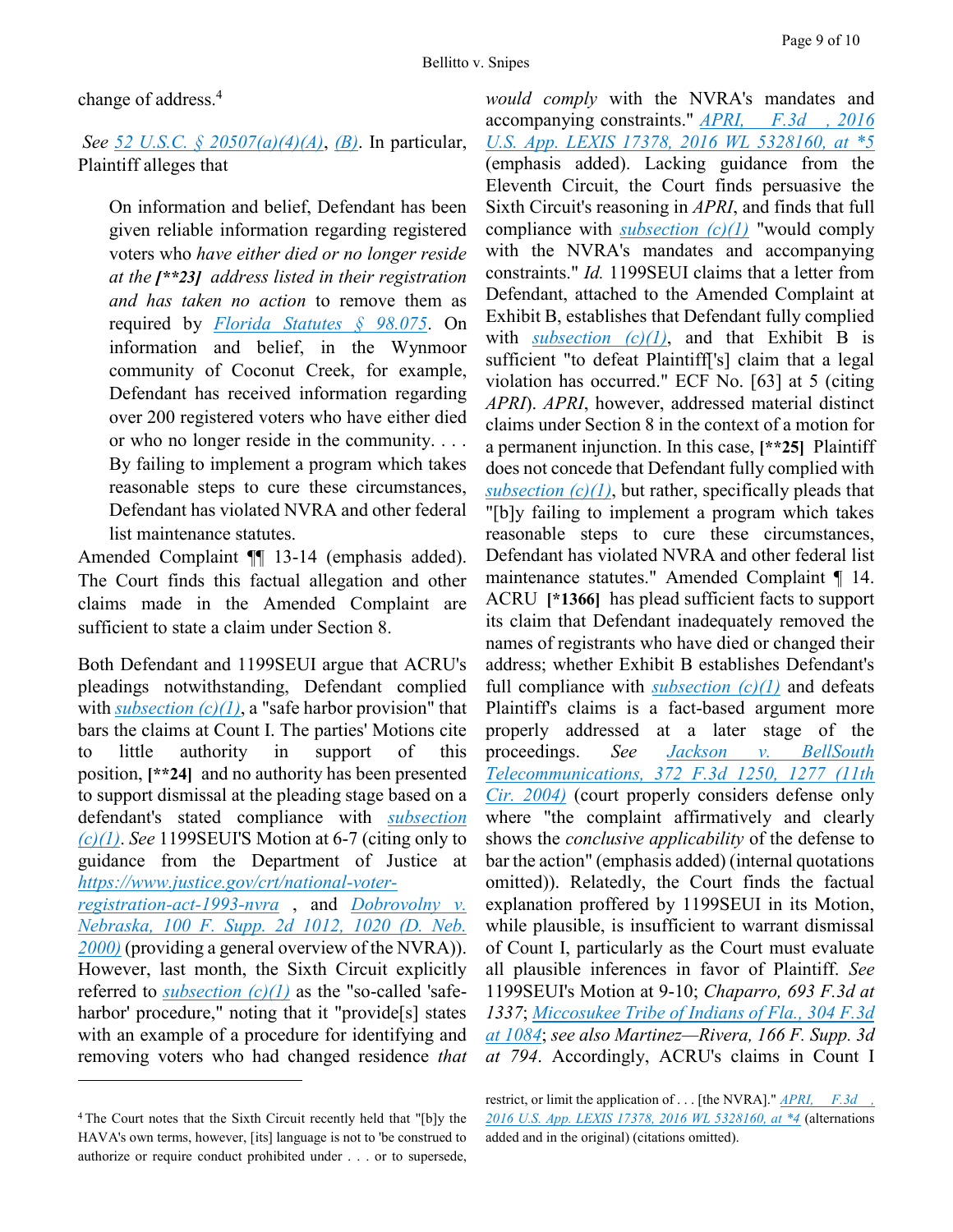change of address.[4]

*See* 52 U.S.C. § 20507(a)(4)(A), (B). In particular, Plaintiff alleges that

> On information and belief, Defendant has been given reliable information regarding registered voters who *have either died or no longer reside at the **[\*\*23]** address listed in their registration and has taken no action* to remove them as required by Florida Statutes § 98.075. On information and belief, in the Wynmoor community of Coconut Creek, for example, Defendant has received information regarding over 200 registered voters who have either died or who no longer reside in the community. . . . By failing to implement a program which takes reasonable steps to cure these circumstances, Defendant has violated NVRA and other federal list maintenance statutes.

Amended Complaint ¶¶ 13-14 (emphasis added). The Court finds this factual allegation and other claims made in the Amended Complaint are sufficient to state a claim under Section 8.

Both Defendant and 1199SEUI argue that ACRU's pleadings notwithstanding, Defendant complied with subsection (c)(1), a "safe harbor provision" that bars the claims at Count I. The parties' Motions cite to little authority in support of this position, **[\*\*24]** and no authority has been presented to support dismissal at the pleading stage based on a defendant's stated compliance with subsection (c)(1). *See* 1199SEUI'S Motion at 6-7 (citing only to guidance from the Department of Justice at https://www.justice.gov/crt/national-voter-registration-act-1993-nvra , and Dobrovolny v. Nebraska, 100 F. Supp. 2d 1012, 1020 (D. Neb. 2000) (providing a general overview of the NVRA)). However, last month, the Sixth Circuit explicitly referred to subsection (c)(1) as the "so-called 'safe-harbor' procedure," noting that it "provide[s] states with an example of a procedure for identifying and removing voters who had changed residence *that would comply* with the NVRA's mandates and accompanying constraints." *APRI, F.3d , 2016 U.S. App. LEXIS 17378, 2016 WL 5328160, at \*5* (emphasis added). Lacking guidance from the Eleventh Circuit, the Court finds persuasive the Sixth Circuit's reasoning in *APRI*, and finds that full compliance with subsection (c)(1) "would comply with the NVRA's mandates and accompanying constraints." *Id.* 1199SEUI claims that a letter from Defendant, attached to the Amended Complaint at Exhibit B, establishes that Defendant fully complied with subsection (c)(1), and that Exhibit B is sufficient "to defeat Plaintiff['s] claim that a legal violation has occurred." ECF No. [63] at 5 (citing *APRI*). *APRI*, however, addressed material distinct claims under Section 8 in the context of a motion for a permanent injunction. In this case, **[\*\*25]** Plaintiff does not concede that Defendant fully complied with subsection (c)(1), but rather, specifically pleads that "[b]y failing to implement a program which takes reasonable steps to cure these circumstances, Defendant has violated NVRA and other federal list maintenance statutes." Amended Complaint ¶ 14. ACRU **[\*1366]** has plead sufficient facts to support its claim that Defendant inadequately removed the names of registrants who have died or changed their address; whether Exhibit B establishes Defendant's full compliance with subsection (c)(1) and defeats Plaintiff's claims is a fact-based argument more properly addressed at a later stage of the proceedings. *See* Jackson v. BellSouth Telecommunications, 372 F.3d 1250, 1277 (11th Cir. 2004) (court properly considers defense only where "the complaint affirmatively and clearly shows the *conclusive applicability* of the defense to bar the action" (emphasis added) (internal quotations omitted)). Relatedly, the Court finds the factual explanation proffered by 1199SEUI in its Motion, while plausible, is insufficient to warrant dismissal of Count I, particularly as the Court must evaluate all plausible inferences in favor of Plaintiff. *See* 1199SEUI's Motion at 9-10; *Chaparro, 693 F.3d at 1337*; Miccosukee Tribe of Indians of Fla., 304 F.3d at 1084; *see also Martinez—Rivera, 166 F. Supp. 3d at 794*. Accordingly, ACRU's claims in Count I

---

[4] The Court notes that the Sixth Circuit recently held that "[b]y the HAVA's own terms, however, [its] language is not to 'be construed to authorize or require conduct prohibited under . . . or to supersede, restrict, or limit the application of . . . [the NVRA]." *APRI, F.3d , 2016 U.S. App. LEXIS 17378, 2016 WL 5328160, at \*4* (alternations added and in the original) (citations omitted).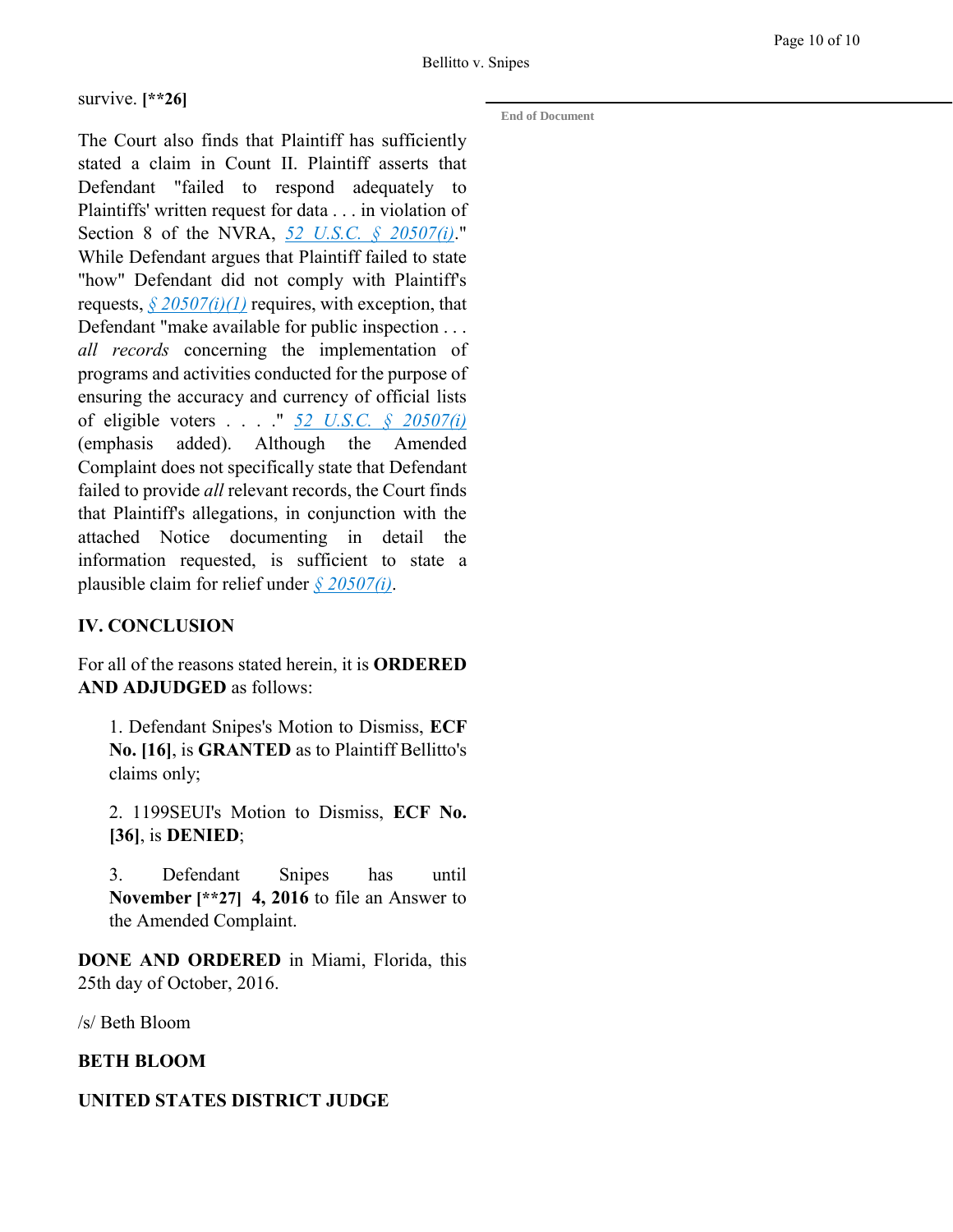survive. **[**26]**

The Court also finds that Plaintiff has sufficiently stated a claim in Count II. Plaintiff asserts that Defendant "failed to respond adequately to Plaintiffs' written request for data . . . in violation of Section 8 of the NVRA, *52 U.S.C. § 20507(i)*." While Defendant argues that Plaintiff failed to state "how" Defendant did not comply with Plaintiff's requests, *§ 20507(i)(1)* requires, with exception, that Defendant "make available for public inspection . . . *all records* concerning the implementation of programs and activities conducted for the purpose of ensuring the accuracy and currency of official lists of eligible voters . . . ." *52 U.S.C. § 20507(i)* (emphasis added). Although the Amended Complaint does not specifically state that Defendant failed to provide *all* relevant records, the Court finds that Plaintiff's allegations, in conjunction with the attached Notice documenting in detail the information requested, is sufficient to state a plausible claim for relief under *§ 20507(i)*.

## IV. CONCLUSION

For all of the reasons stated herein, it is **ORDERED AND ADJUDGED** as follows:

1. Defendant Snipes's Motion to Dismiss, **ECF No. [16]**, is **GRANTED** as to Plaintiff Bellitto's claims only;

2. 1199SEUI's Motion to Dismiss, **ECF No. [36]**, is **DENIED**;

3. Defendant Snipes has until **November [**27] 4, 2016** to file an Answer to the Amended Complaint.

**DONE AND ORDERED** in Miami, Florida, this 25th day of October, 2016.

/s/ Beth Bloom

**BETH BLOOM**

**UNITED STATES DISTRICT JUDGE**

End of Document